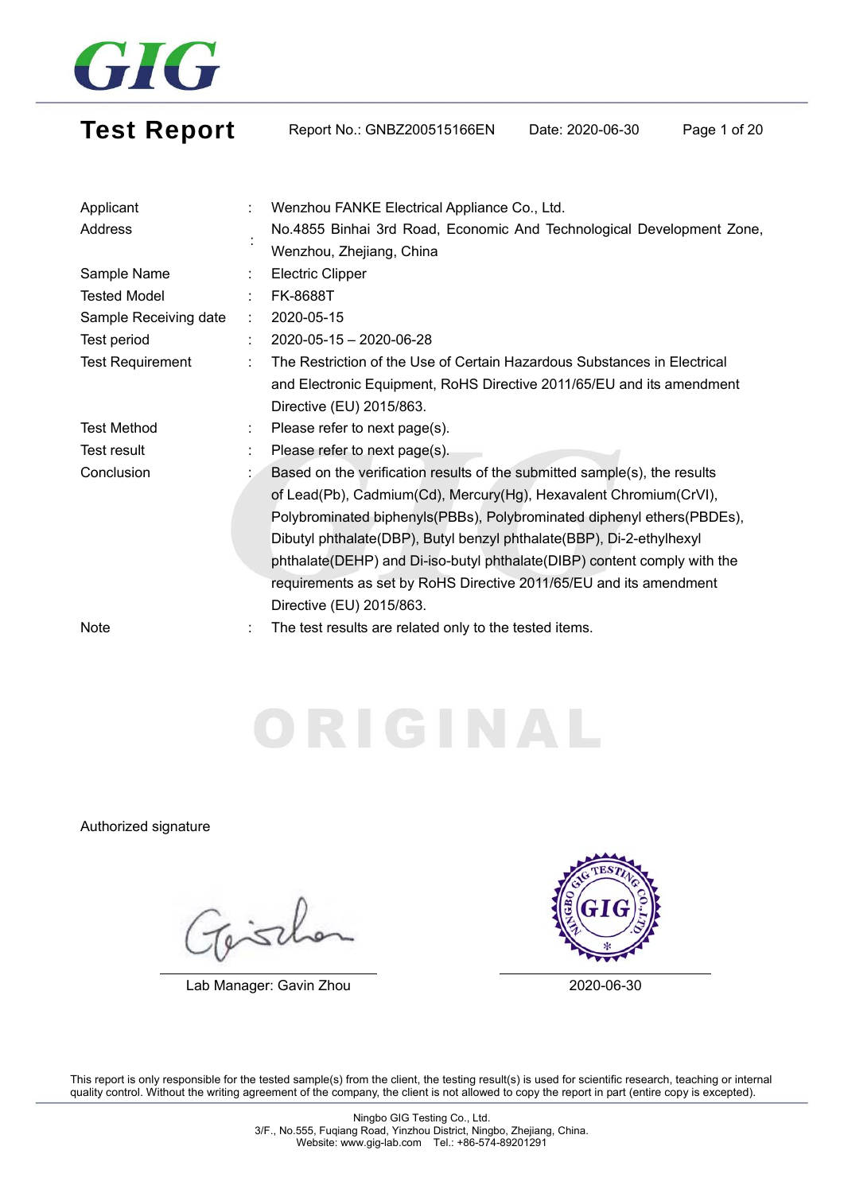# Test Report

Report No.: GNBZ200515166EN    Date: 2020-06-30

| | | |
|---|---|---|
| Applicant | : | Wenzhou FANKE Electrical Appliance Co., Ltd. |
| Address | : | No.4855 Binhai 3rd Road, Economic And Technological Development Zone, Wenzhou, Zhejiang, China |
| Sample Name | : | Electric Clipper |
| Tested Model | : | FK-8688T |
| Sample Receiving date | : | 2020-05-15 |
| Test period | : | 2020-05-15 – 2020-06-28 |
| Test Requirement | : | The Restriction of the Use of Certain Hazardous Substances in Electrical and Electronic Equipment, RoHS Directive 2011/65/EU and its amendment Directive (EU) 2015/863. |
| Test Method | : | Please refer to next page(s). |
| Test result | : | Please refer to next page(s). |
| Conclusion | : | Based on the verification results of the submitted sample(s), the results of Lead(Pb), Cadmium(Cd), Mercury(Hg), Hexavalent Chromium(CrVI), Polybrominated biphenyls(PBBs), Polybrominated diphenyl ethers(PBDEs), Dibutyl phthalate(DBP), Butyl benzyl phthalate(BBP), Di-2-ethylhexyl phthalate(DEHP) and Di-iso-butyl phthalate(DIBP) content comply with the requirements as set by RoHS Directive 2011/65/EU and its amendment Directive (EU) 2015/863. |
| Note | : | The test results are related only to the tested items. |

ORIGINAL

Authorized signature

Lab Manager: Gavin Zhou

2020-06-30

This report is only responsible for the tested sample(s) from the client, the testing result(s) is used for scientific research, teaching or internal quality control. Without the writing agreement of the company, the client is not allowed to copy the report in part (entire copy is excepted).

Ningbo GIG Testing Co., Ltd.
3/F., No.555, Fuqiang Road, Yinzhou District, Ningbo, Zhejiang, China.
Website: www.gig-lab.com Tel.: +86-574-89201291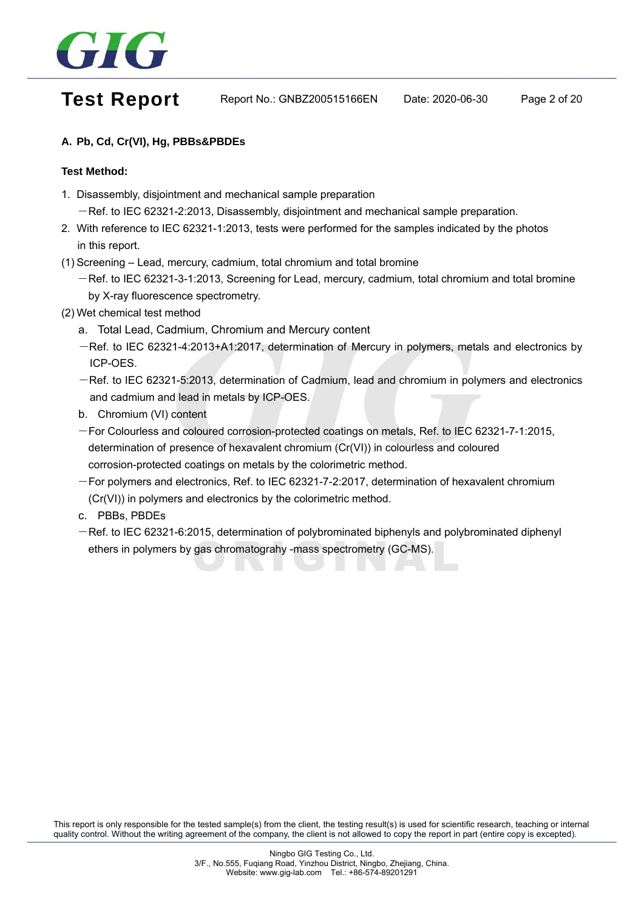## A. Pb, Cd, Cr(VI), Hg, PBBs&PBDEs

**Test Method:**

1. Disassembly, disjointment and mechanical sample preparation
   —Ref. to IEC 62321-2:2013, Disassembly, disjointment and mechanical sample preparation.
2. With reference to IEC 62321-1:2013, tests were performed for the samples indicated by the photos in this report.

(1) Screening – Lead, mercury, cadmium, total chromium and total bromine
   —Ref. to IEC 62321-3-1:2013, Screening for Lead, mercury, cadmium, total chromium and total bromine by X-ray fluorescence spectrometry.

(2) Wet chemical test method

   a. Total Lead, Cadmium, Chromium and Mercury content
   —Ref. to IEC 62321-4:2013+A1:2017, determination of Mercury in polymers, metals and electronics by ICP-OES.
   —Ref. to IEC 62321-5:2013, determination of Cadmium, lead and chromium in polymers and electronics and cadmium and lead in metals by ICP-OES.

   b. Chromium (VI) content
   —For Colourless and coloured corrosion-protected coatings on metals, Ref. to IEC 62321-7-1:2015, determination of presence of hexavalent chromium (Cr(VI)) in colourless and coloured corrosion-protected coatings on metals by the colorimetric method.
   —For polymers and electronics, Ref. to IEC 62321-7-2:2017, determination of hexavalent chromium (Cr(VI)) in polymers and electronics by the colorimetric method.

   c. PBBs, PBDEs
   —Ref. to IEC 62321-6:2015, determination of polybrominated biphenyls and polybrominated diphenyl ethers in polymers by gas chromatograhy -mass spectrometry (GC-MS).

This report is only responsible for the tested sample(s) from the client, the testing result(s) is used for scientific research, teaching or internal quality control. Without the writing agreement of the company, the client is not allowed to copy the report in part (entire copy is excepted).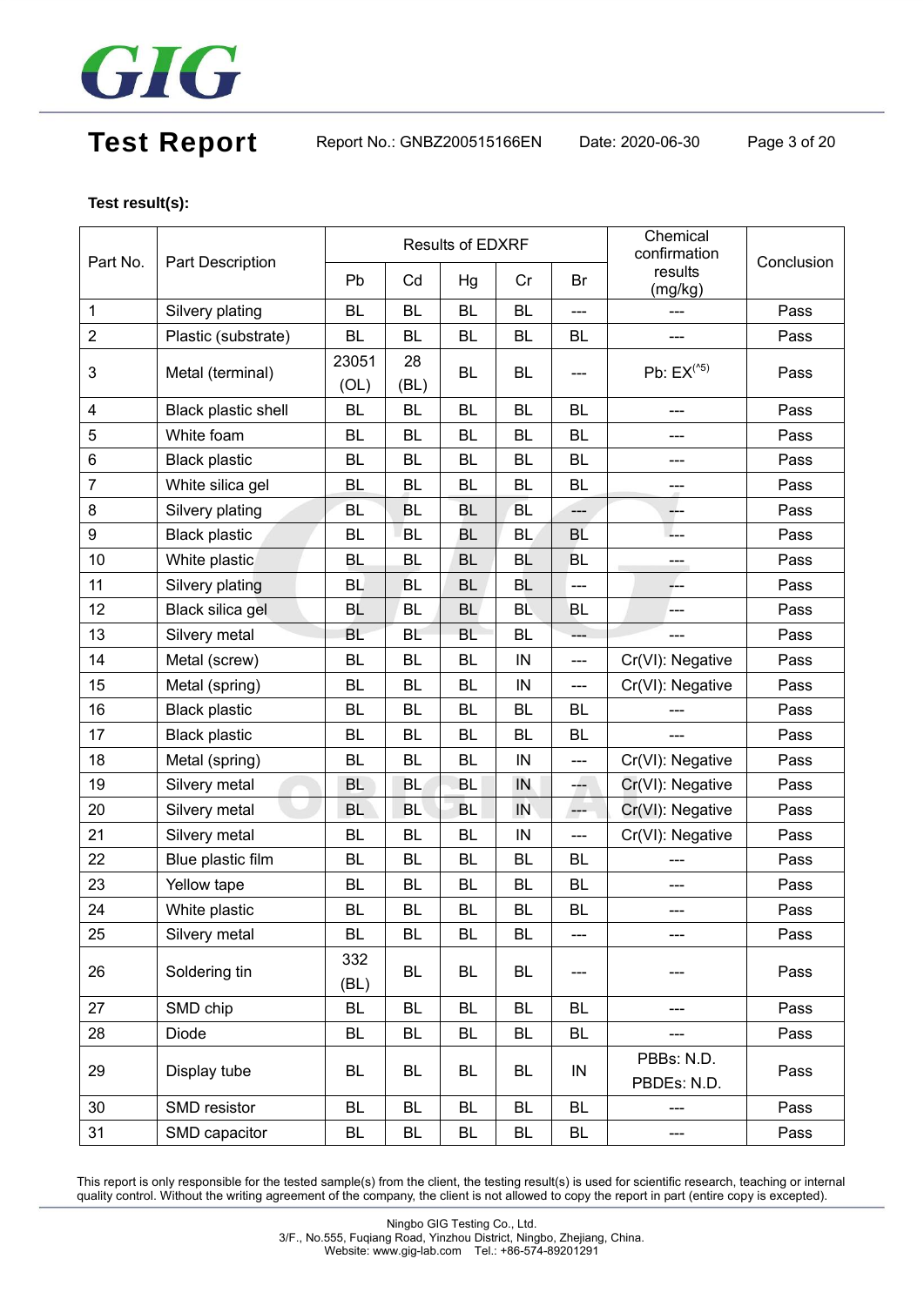**Test result(s):**

| Part No. | Part Description | Results of EDXRF | | | | | Chemical confirmation results (mg/kg) | Conclusion |
|---|---|---|---|---|---|---|---|---|
| | | Pb | Cd | Hg | Cr | Br | | |
| 1 | Silvery plating | BL | BL | BL | BL | --- | --- | Pass |
| 2 | Plastic (substrate) | BL | BL | BL | BL | BL | --- | Pass |
| 3 | Metal (terminal) | 23051 (OL) | 28 (BL) | BL | BL | --- | Pb: EX(^5) | Pass |
| 4 | Black plastic shell | BL | BL | BL | BL | BL | --- | Pass |
| 5 | White foam | BL | BL | BL | BL | BL | --- | Pass |
| 6 | Black plastic | BL | BL | BL | BL | BL | --- | Pass |
| 7 | White silica gel | BL | BL | BL | BL | BL | --- | Pass |
| 8 | Silvery plating | BL | BL | BL | BL | --- | --- | Pass |
| 9 | Black plastic | BL | BL | BL | BL | BL | --- | Pass |
| 10 | White plastic | BL | BL | BL | BL | BL | --- | Pass |
| 11 | Silvery plating | BL | BL | BL | BL | --- | --- | Pass |
| 12 | Black silica gel | BL | BL | BL | BL | BL | --- | Pass |
| 13 | Silvery metal | BL | BL | BL | BL | --- | --- | Pass |
| 14 | Metal (screw) | BL | BL | BL | IN | --- | Cr(VI): Negative | Pass |
| 15 | Metal (spring) | BL | BL | BL | IN | --- | Cr(VI): Negative | Pass |
| 16 | Black plastic | BL | BL | BL | BL | BL | --- | Pass |
| 17 | Black plastic | BL | BL | BL | BL | BL | --- | Pass |
| 18 | Metal (spring) | BL | BL | BL | IN | --- | Cr(VI): Negative | Pass |
| 19 | Silvery metal | BL | BL | BL | IN | --- | Cr(VI): Negative | Pass |
| 20 | Silvery metal | BL | BL | BL | IN | --- | Cr(VI): Negative | Pass |
| 21 | Silvery metal | BL | BL | BL | IN | --- | Cr(VI): Negative | Pass |
| 22 | Blue plastic film | BL | BL | BL | BL | BL | --- | Pass |
| 23 | Yellow tape | BL | BL | BL | BL | BL | --- | Pass |
| 24 | White plastic | BL | BL | BL | BL | BL | --- | Pass |
| 25 | Silvery metal | BL | BL | BL | BL | --- | --- | Pass |
| 26 | Soldering tin | 332 (BL) | BL | BL | BL | --- | --- | Pass |
| 27 | SMD chip | BL | BL | BL | BL | BL | --- | Pass |
| 28 | Diode | BL | BL | BL | BL | BL | --- | Pass |
| 29 | Display tube | BL | BL | BL | BL | IN | PBBs: N.D. PBDEs: N.D. | Pass |
| 30 | SMD resistor | BL | BL | BL | BL | BL | --- | Pass |
| 31 | SMD capacitor | BL | BL | BL | BL | BL | --- | Pass |

This report is only responsible for the tested sample(s) from the client, the testing result(s) is used for scientific research, teaching or internal quality control. Without the writing agreement of the company, the client is not allowed to copy the report in part (entire copy is excepted).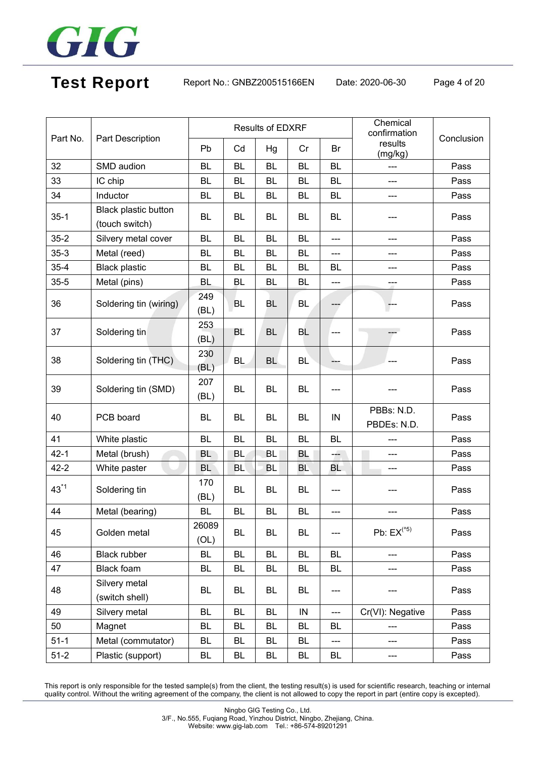| Part No. | Part Description | Results of EDXRF | | | | | Chemical confirmation results (mg/kg) | Conclusion |
|---|---|---|---|---|---|---|---|---|
| | | Pb | Cd | Hg | Cr | Br | | |
| 32 | SMD audion | BL | BL | BL | BL | BL | --- | Pass |
| 33 | IC chip | BL | BL | BL | BL | BL | --- | Pass |
| 34 | Inductor | BL | BL | BL | BL | BL | --- | Pass |
| 35-1 | Black plastic button (touch switch) | BL | BL | BL | BL | BL | --- | Pass |
| 35-2 | Silvery metal cover | BL | BL | BL | BL | --- | --- | Pass |
| 35-3 | Metal (reed) | BL | BL | BL | BL | --- | --- | Pass |
| 35-4 | Black plastic | BL | BL | BL | BL | BL | --- | Pass |
| 35-5 | Metal (pins) | BL | BL | BL | BL | --- | --- | Pass |
| 36 | Soldering tin (wiring) | 249 (BL) | BL | BL | BL | --- | --- | Pass |
| 37 | Soldering tin | 253 (BL) | BL | BL | BL | --- | --- | Pass |
| 38 | Soldering tin (THC) | 230 (BL) | BL | BL | BL | --- | --- | Pass |
| 39 | Soldering tin (SMD) | 207 (BL) | BL | BL | BL | --- | --- | Pass |
| 40 | PCB board | BL | BL | BL | BL | IN | PBBs: N.D. PBDEs: N.D. | Pass |
| 41 | White plastic | BL | BL | BL | BL | BL | --- | Pass |
| 42-1 | Metal (brush) | BL | BL | BL | BL | --- | --- | Pass |
| 42-2 | White paster | BL | BL | BL | BL | BL | --- | Pass |
| 43[*1] | Soldering tin | 170 (BL) | BL | BL | BL | --- | --- | Pass |
| 44 | Metal (bearing) | BL | BL | BL | BL | --- | --- | Pass |
| 45 | Golden metal | 26089 (OL) | BL | BL | BL | --- | Pb: EX[^5] | Pass |
| 46 | Black rubber | BL | BL | BL | BL | BL | --- | Pass |
| 47 | Black foam | BL | BL | BL | BL | BL | --- | Pass |
| 48 | Silvery metal (switch shell) | BL | BL | BL | BL | --- | --- | Pass |
| 49 | Silvery metal | BL | BL | BL | IN | --- | Cr(VI): Negative | Pass |
| 50 | Magnet | BL | BL | BL | BL | BL | --- | Pass |
| 51-1 | Metal (commutator) | BL | BL | BL | BL | --- | --- | Pass |
| 51-2 | Plastic (support) | BL | BL | BL | BL | BL | --- | Pass |

This report is only responsible for the tested sample(s) from the client, the testing result(s) is used for scientific research, teaching or internal quality control. Without the writing agreement of the company, the client is not allowed to copy the report in part (entire copy is excepted).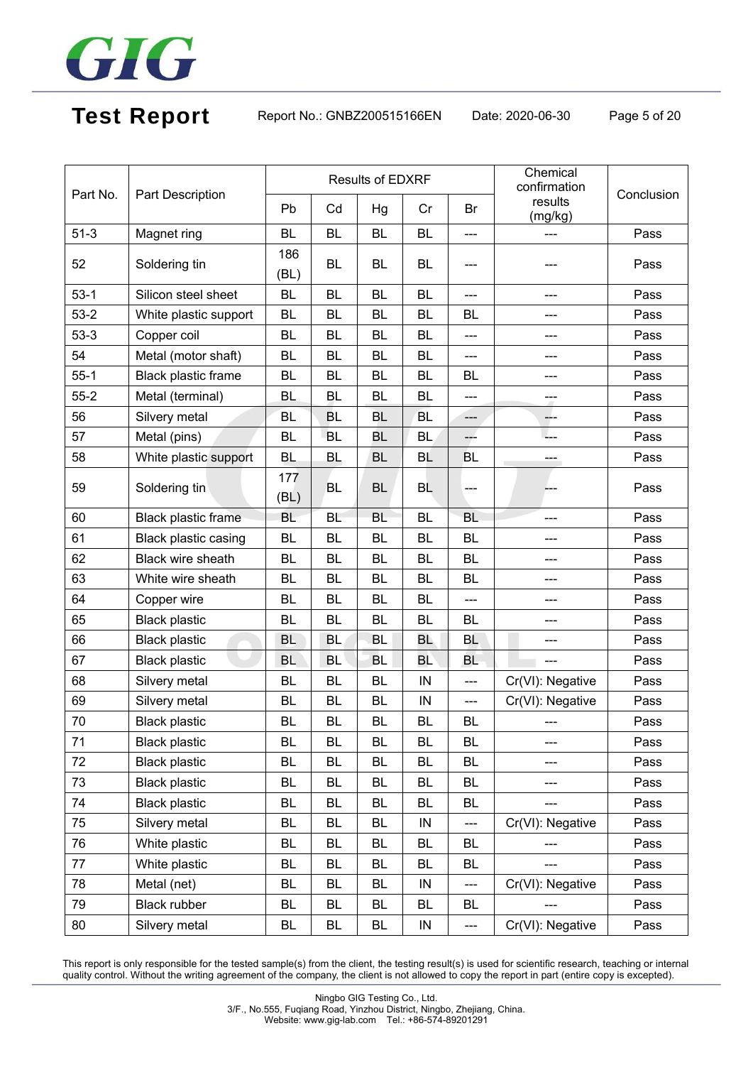| Part No. | Part Description | Results of EDXRF | | | | | Chemical confirmation results (mg/kg) | Conclusion |
|---|---|---|---|---|---|---|---|---|
| | | Pb | Cd | Hg | Cr | Br | | |
| 51-3 | Magnet ring | BL | BL | BL | BL | --- | --- | Pass |
| 52 | Soldering tin | 186 (BL) | BL | BL | BL | --- | --- | Pass |
| 53-1 | Silicon steel sheet | BL | BL | BL | BL | --- | --- | Pass |
| 53-2 | White plastic support | BL | BL | BL | BL | BL | --- | Pass |
| 53-3 | Copper coil | BL | BL | BL | BL | --- | --- | Pass |
| 54 | Metal (motor shaft) | BL | BL | BL | BL | --- | --- | Pass |
| 55-1 | Black plastic frame | BL | BL | BL | BL | BL | --- | Pass |
| 55-2 | Metal (terminal) | BL | BL | BL | BL | --- | --- | Pass |
| 56 | Silvery metal | BL | BL | BL | BL | --- | --- | Pass |
| 57 | Metal (pins) | BL | BL | BL | BL | --- | --- | Pass |
| 58 | White plastic support | BL | BL | BL | BL | BL | --- | Pass |
| 59 | Soldering tin | 177 (BL) | BL | BL | BL | --- | --- | Pass |
| 60 | Black plastic frame | BL | BL | BL | BL | BL | --- | Pass |
| 61 | Black plastic casing | BL | BL | BL | BL | BL | --- | Pass |
| 62 | Black wire sheath | BL | BL | BL | BL | BL | --- | Pass |
| 63 | White wire sheath | BL | BL | BL | BL | BL | --- | Pass |
| 64 | Copper wire | BL | BL | BL | BL | --- | --- | Pass |
| 65 | Black plastic | BL | BL | BL | BL | BL | --- | Pass |
| 66 | Black plastic | BL | BL | BL | BL | BL | --- | Pass |
| 67 | Black plastic | BL | BL | BL | BL | BL | --- | Pass |
| 68 | Silvery metal | BL | BL | BL | IN | --- | Cr(VI): Negative | Pass |
| 69 | Silvery metal | BL | BL | BL | IN | --- | Cr(VI): Negative | Pass |
| 70 | Black plastic | BL | BL | BL | BL | BL | --- | Pass |
| 71 | Black plastic | BL | BL | BL | BL | BL | --- | Pass |
| 72 | Black plastic | BL | BL | BL | BL | BL | --- | Pass |
| 73 | Black plastic | BL | BL | BL | BL | BL | --- | Pass |
| 74 | Black plastic | BL | BL | BL | BL | BL | --- | Pass |
| 75 | Silvery metal | BL | BL | BL | IN | --- | Cr(VI): Negative | Pass |
| 76 | White plastic | BL | BL | BL | BL | BL | --- | Pass |
| 77 | White plastic | BL | BL | BL | BL | BL | --- | Pass |
| 78 | Metal (net) | BL | BL | BL | IN | --- | Cr(VI): Negative | Pass |
| 79 | Black rubber | BL | BL | BL | BL | BL | --- | Pass |
| 80 | Silvery metal | BL | BL | BL | IN | --- | Cr(VI): Negative | Pass |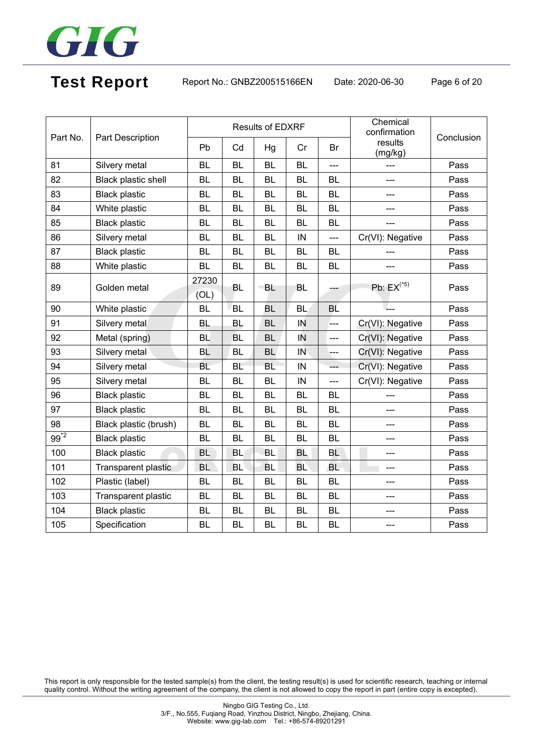| Part No. | Part Description | Results of EDXRF | | | | | Chemical confirmation results (mg/kg) | Conclusion |
|---|---|---|---|---|---|---|---|---|
| | | Pb | Cd | Hg | Cr | Br | | |
| 81 | Silvery metal | BL | BL | BL | BL | --- | --- | Pass |
| 82 | Black plastic shell | BL | BL | BL | BL | BL | --- | Pass |
| 83 | Black plastic | BL | BL | BL | BL | BL | --- | Pass |
| 84 | White plastic | BL | BL | BL | BL | BL | --- | Pass |
| 85 | Black plastic | BL | BL | BL | BL | BL | --- | Pass |
| 86 | Silvery metal | BL | BL | BL | IN | --- | Cr(VI): Negative | Pass |
| 87 | Black plastic | BL | BL | BL | BL | BL | --- | Pass |
| 88 | White plastic | BL | BL | BL | BL | BL | --- | Pass |
| 89 | Golden metal | 27230 (OL) | BL | BL | BL | --- | Pb: EX[^5] | Pass |
| 90 | White plastic | BL | BL | BL | BL | BL | --- | Pass |
| 91 | Silvery metal | BL | BL | BL | IN | --- | Cr(VI): Negative | Pass |
| 92 | Metal (spring) | BL | BL | BL | IN | --- | Cr(VI): Negative | Pass |
| 93 | Silvery metal | BL | BL | BL | IN | --- | Cr(VI): Negative | Pass |
| 94 | Silvery metal | BL | BL | BL | IN | --- | Cr(VI): Negative | Pass |
| 95 | Silvery metal | BL | BL | BL | IN | --- | Cr(VI): Negative | Pass |
| 96 | Black plastic | BL | BL | BL | BL | BL | --- | Pass |
| 97 | Black plastic | BL | BL | BL | BL | BL | --- | Pass |
| 98 | Black plastic (brush) | BL | BL | BL | BL | BL | --- | Pass |
| 99[*2] | Black plastic | BL | BL | BL | BL | BL | --- | Pass |
| 100 | Black plastic | BL | BL | BL | BL | BL | --- | Pass |
| 101 | Transparent plastic | BL | BL | BL | BL | BL | --- | Pass |
| 102 | Plastic (label) | BL | BL | BL | BL | BL | --- | Pass |
| 103 | Transparent plastic | BL | BL | BL | BL | BL | --- | Pass |
| 104 | Black plastic | BL | BL | BL | BL | BL | --- | Pass |
| 105 | Specification | BL | BL | BL | BL | BL | --- | Pass |

This report is only responsible for the tested sample(s) from the client, the testing result(s) is used for scientific research, teaching or internal quality control. Without the writing agreement of the company, the client is not allowed to copy the report in part (entire copy is excepted).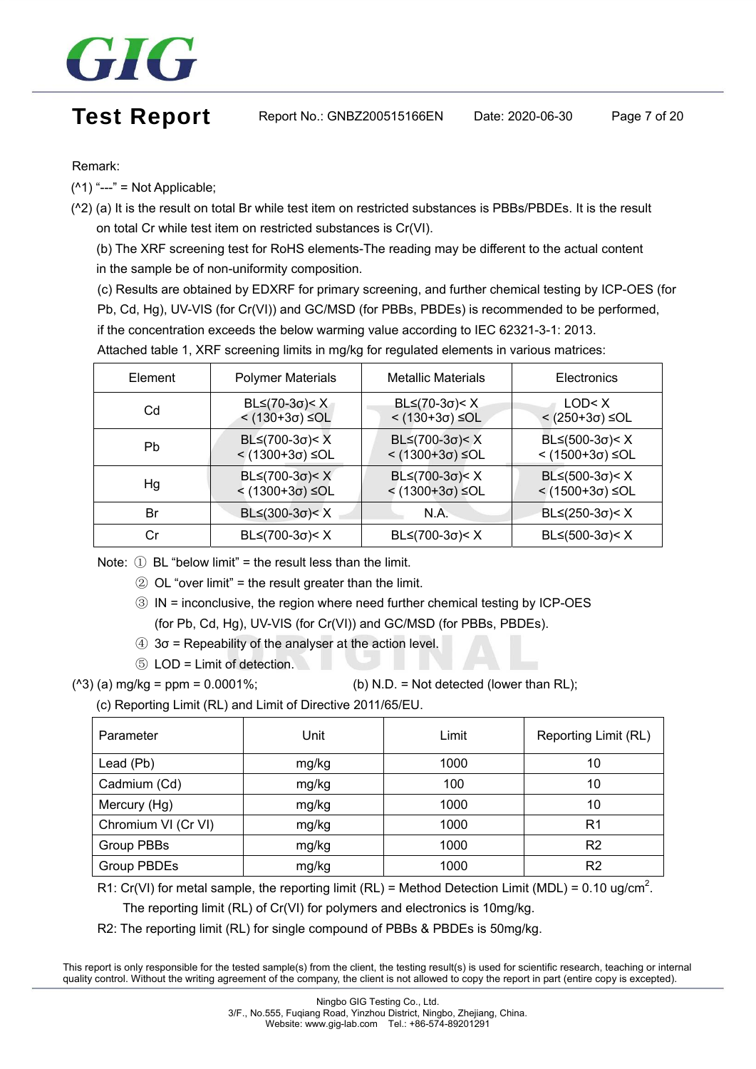Remark:

(^1) “---” = Not Applicable;

(^2) (a) It is the result on total Br while test item on restricted substances is PBBs/PBDEs. It is the result on total Cr while test item on restricted substances is Cr(VI).

(b) The XRF screening test for RoHS elements-The reading may be different to the actual content in the sample be of non-uniformity composition.

(c) Results are obtained by EDXRF for primary screening, and further chemical testing by ICP-OES (for Pb, Cd, Hg), UV-VIS (for Cr(VI)) and GC/MSD (for PBBs, PBDEs) is recommended to be performed, if the concentration exceeds the below warming value according to IEC 62321-3-1: 2013.

Attached table 1, XRF screening limits in mg/kg for regulated elements in various matrices:

| Element | Polymer Materials | Metallic Materials | Electronics |
|---|---|---|---|
| Cd | BL≤(70-3σ)< X < (130+3σ) ≤OL | BL≤(70-3σ)< X < (130+3σ) ≤OL | LOD< X < (250+3σ) ≤OL |
| Pb | BL≤(700-3σ)< X < (1300+3σ) ≤OL | BL≤(700-3σ)< X < (1300+3σ) ≤OL | BL≤(500-3σ)< X < (1500+3σ) ≤OL |
| Hg | BL≤(700-3σ)< X < (1300+3σ) ≤OL | BL≤(700-3σ)< X < (1300+3σ) ≤OL | BL≤(500-3σ)< X < (1500+3σ) ≤OL |
| Br | BL≤(300-3σ)< X | N.A. | BL≤(250-3σ)< X |
| Cr | BL≤(700-3σ)< X | BL≤(700-3σ)< X | BL≤(500-3σ)< X |

Note: ① BL “below limit” = the result less than the limit.

② OL “over limit” = the result greater than the limit.

③ IN = inconclusive, the region where need further chemical testing by ICP-OES (for Pb, Cd, Hg), UV-VIS (for Cr(VI)) and GC/MSD (for PBBs, PBDEs).

④ 3σ = Repeability of the analyser at the action level.

⑤ LOD = Limit of detection.

(^3) (a) mg/kg = ppm = 0.0001%; (b) N.D. = Not detected (lower than RL);

(c) Reporting Limit (RL) and Limit of Directive 2011/65/EU.

| Parameter | Unit | Limit | Reporting Limit (RL) |
|---|---|---|---|
| Lead (Pb) | mg/kg | 1000 | 10 |
| Cadmium (Cd) | mg/kg | 100 | 10 |
| Mercury (Hg) | mg/kg | 1000 | 10 |
| Chromium VI (Cr VI) | mg/kg | 1000 | R1 |
| Group PBBs | mg/kg | 1000 | R2 |
| Group PBDEs | mg/kg | 1000 | R2 |

R1: Cr(VI) for metal sample, the reporting limit (RL) = Method Detection Limit (MDL) = 0.10 $ug/cm^2$.

The reporting limit (RL) of Cr(VI) for polymers and electronics is 10mg/kg.

R2: The reporting limit (RL) for single compound of PBBs & PBDEs is 50mg/kg.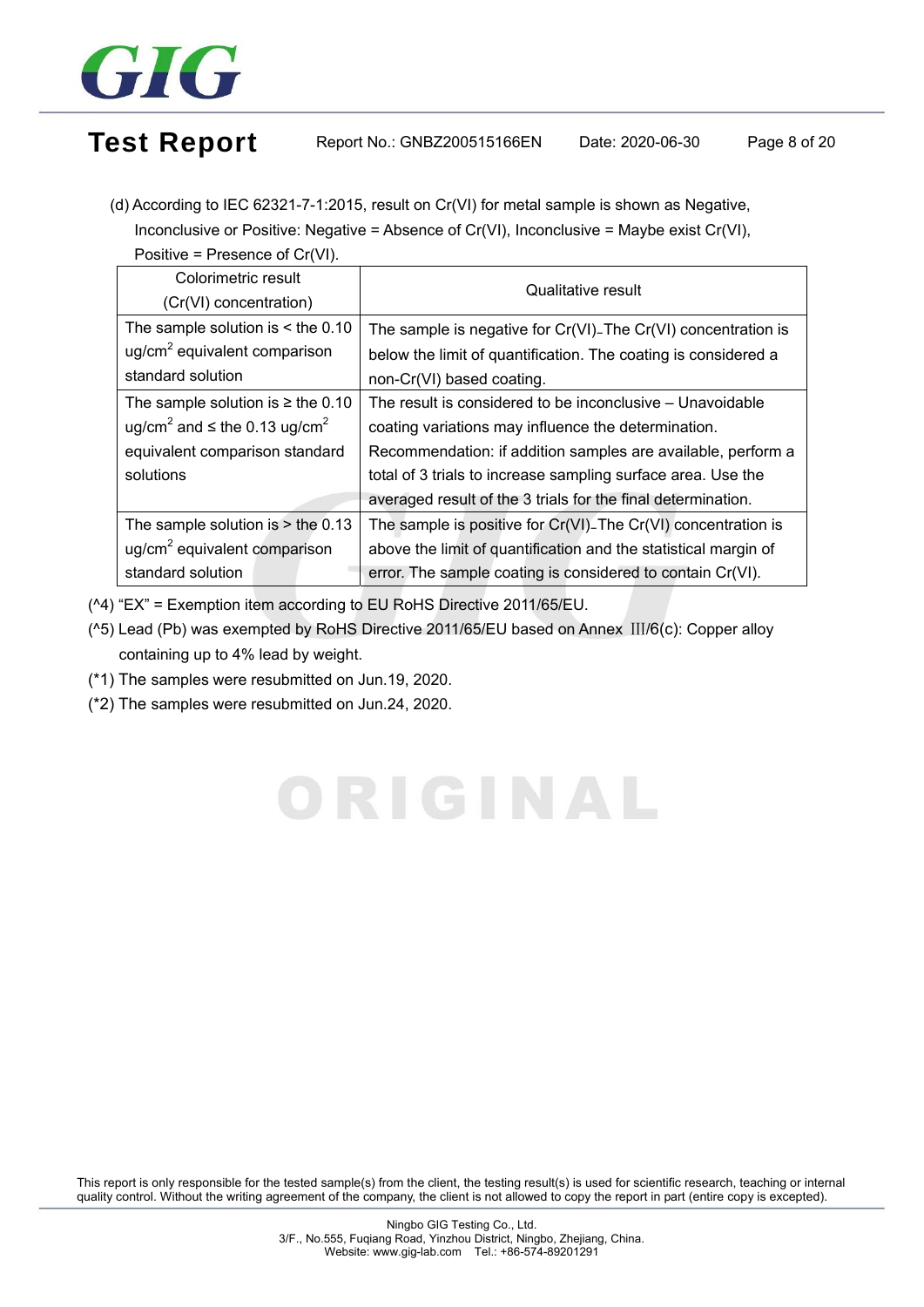(d) According to IEC 62321-7-1:2015, result on Cr(VI) for metal sample is shown as Negative, Inconclusive or Positive: Negative = Absence of Cr(VI), Inconclusive = Maybe exist Cr(VI), Positive = Presence of Cr(VI).

| Colorimetric result (Cr(VI) concentration) | Qualitative result |
|---|---|
| The sample solution is < the 0.10 ug/$cm^2$ equivalent comparison standard solution | The sample is negative for Cr(VI). The Cr(VI) concentration is below the limit of quantification. The coating is considered a non-Cr(VI) based coating. |
| The sample solution is ≥ the 0.10 ug/$cm^2$ and ≤ the 0.13 ug/$cm^2$ equivalent comparison standard solutions | The result is considered to be inconclusive – Unavoidable coating variations may influence the determination. Recommendation: if addition samples are available, perform a total of 3 trials to increase sampling surface area. Use the averaged result of the 3 trials for the final determination. |
| The sample solution is > the 0.13 ug/$cm^2$ equivalent comparison standard solution | The sample is positive for Cr(VI). The Cr(VI) concentration is above the limit of quantification and the statistical margin of error. The sample coating is considered to contain Cr(VI). |

(^4) “EX” = Exemption item according to EU RoHS Directive 2011/65/EU.

(^5) Lead (Pb) was exempted by RoHS Directive 2011/65/EU based on Annex III/6(c): Copper alloy containing up to 4% lead by weight.

(*1) The samples were resubmitted on Jun.19, 2020.

(*2) The samples were resubmitted on Jun.24, 2020.

This report is only responsible for the tested sample(s) from the client, the testing result(s) is used for scientific research, teaching or internal quality control. Without the writing agreement of the company, the client is not allowed to copy the report in part (entire copy is excepted).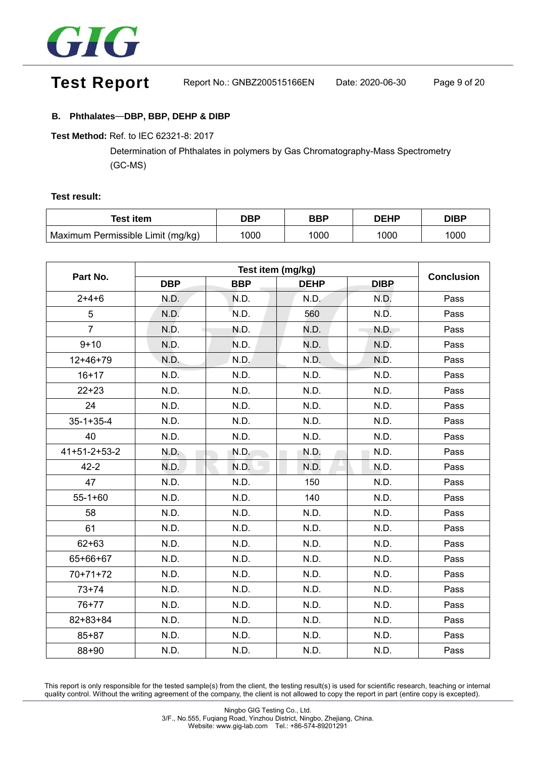**B. Phthalates—DBP, BBP, DEHP & DIBP**

**Test Method:** Ref. to IEC 62321-8: 2017

Determination of Phthalates in polymers by Gas Chromatography-Mass Spectrometry (GC-MS)

**Test result:**

| Test item | DBP | BBP | DEHP | DIBP |
|---|---|---|---|---|
| Maximum Permissible Limit (mg/kg) | 1000 | 1000 | 1000 | 1000 |

| Part No. | Test item (mg/kg) | | | | Conclusion |
|---|---|---|---|---|---|
| | DBP | BBP | DEHP | DIBP | |
| 2+4+6 | N.D. | N.D. | N.D. | N.D. | Pass |
| 5 | N.D. | N.D. | 560 | N.D. | Pass |
| 7 | N.D. | N.D. | N.D. | N.D. | Pass |
| 9+10 | N.D. | N.D. | N.D. | N.D. | Pass |
| 12+46+79 | N.D. | N.D. | N.D. | N.D. | Pass |
| 16+17 | N.D. | N.D. | N.D. | N.D. | Pass |
| 22+23 | N.D. | N.D. | N.D. | N.D. | Pass |
| 24 | N.D. | N.D. | N.D. | N.D. | Pass |
| 35-1+35-4 | N.D. | N.D. | N.D. | N.D. | Pass |
| 40 | N.D. | N.D. | N.D. | N.D. | Pass |
| 41+51-2+53-2 | N.D. | N.D. | N.D. | N.D. | Pass |
| 42-2 | N.D. | N.D. | N.D. | N.D. | Pass |
| 47 | N.D. | N.D. | 150 | N.D. | Pass |
| 55-1+60 | N.D. | N.D. | 140 | N.D. | Pass |
| 58 | N.D. | N.D. | N.D. | N.D. | Pass |
| 61 | N.D. | N.D. | N.D. | N.D. | Pass |
| 62+63 | N.D. | N.D. | N.D. | N.D. | Pass |
| 65+66+67 | N.D. | N.D. | N.D. | N.D. | Pass |
| 70+71+72 | N.D. | N.D. | N.D. | N.D. | Pass |
| 73+74 | N.D. | N.D. | N.D. | N.D. | Pass |
| 76+77 | N.D. | N.D. | N.D. | N.D. | Pass |
| 82+83+84 | N.D. | N.D. | N.D. | N.D. | Pass |
| 85+87 | N.D. | N.D. | N.D. | N.D. | Pass |
| 88+90 | N.D. | N.D. | N.D. | N.D. | Pass |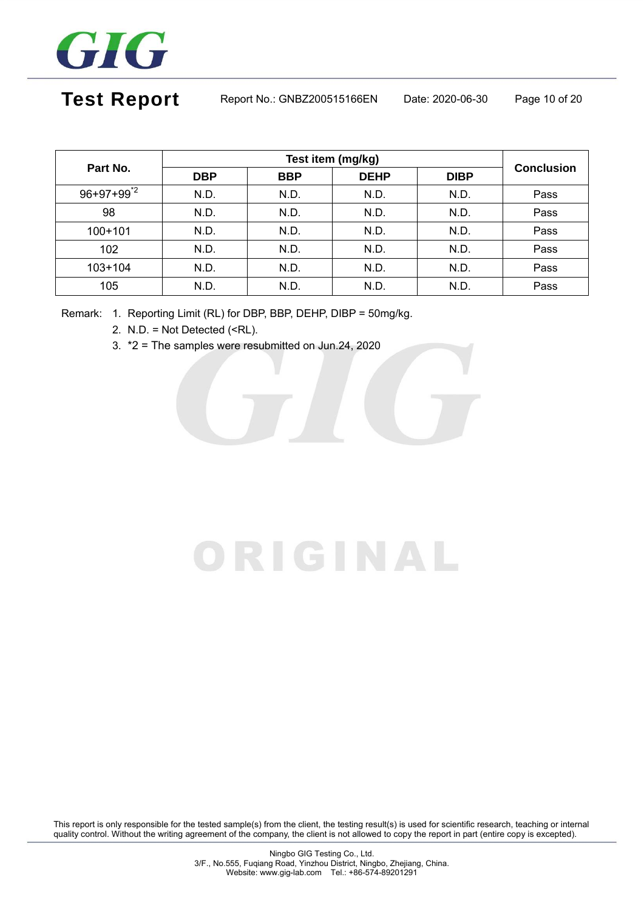| Part No. | Test item (mg/kg) | | | | Conclusion |
|---|---|---|---|---|---|
| | DBP | BBP | DEHP | DIBP | |
| 96+97+99[*2] | N.D. | N.D. | N.D. | N.D. | Pass |
| 98 | N.D. | N.D. | N.D. | N.D. | Pass |
| 100+101 | N.D. | N.D. | N.D. | N.D. | Pass |
| 102 | N.D. | N.D. | N.D. | N.D. | Pass |
| 103+104 | N.D. | N.D. | N.D. | N.D. | Pass |
| 105 | N.D. | N.D. | N.D. | N.D. | Pass |

Remark:
1. Reporting Limit (RL) for DBP, BBP, DEHP, DIBP = 50mg/kg.
2. N.D. = Not Detected (<RL).
3. *2 = The samples were resubmitted on Jun.24, 2020

This report is only responsible for the tested sample(s) from the client, the testing result(s) is used for scientific research, teaching or internal quality control. Without the writing agreement of the company, the client is not allowed to copy the report in part (entire copy is excepted).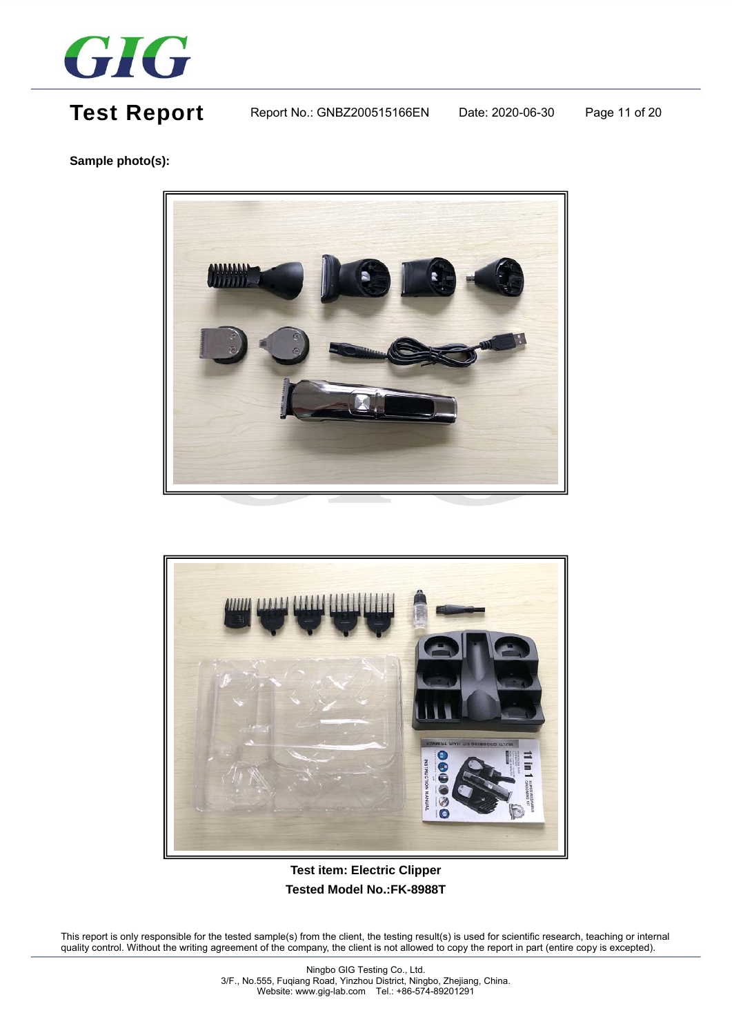**Sample photo(s):**

**Test item: Electric Clipper**
**Tested Model No.:FK-8988T**

This report is only responsible for the tested sample(s) from the client, the testing result(s) is used for scientific research, teaching or internal quality control. Without the writing agreement of the company, the client is not allowed to copy the report in part (entire copy is excepted).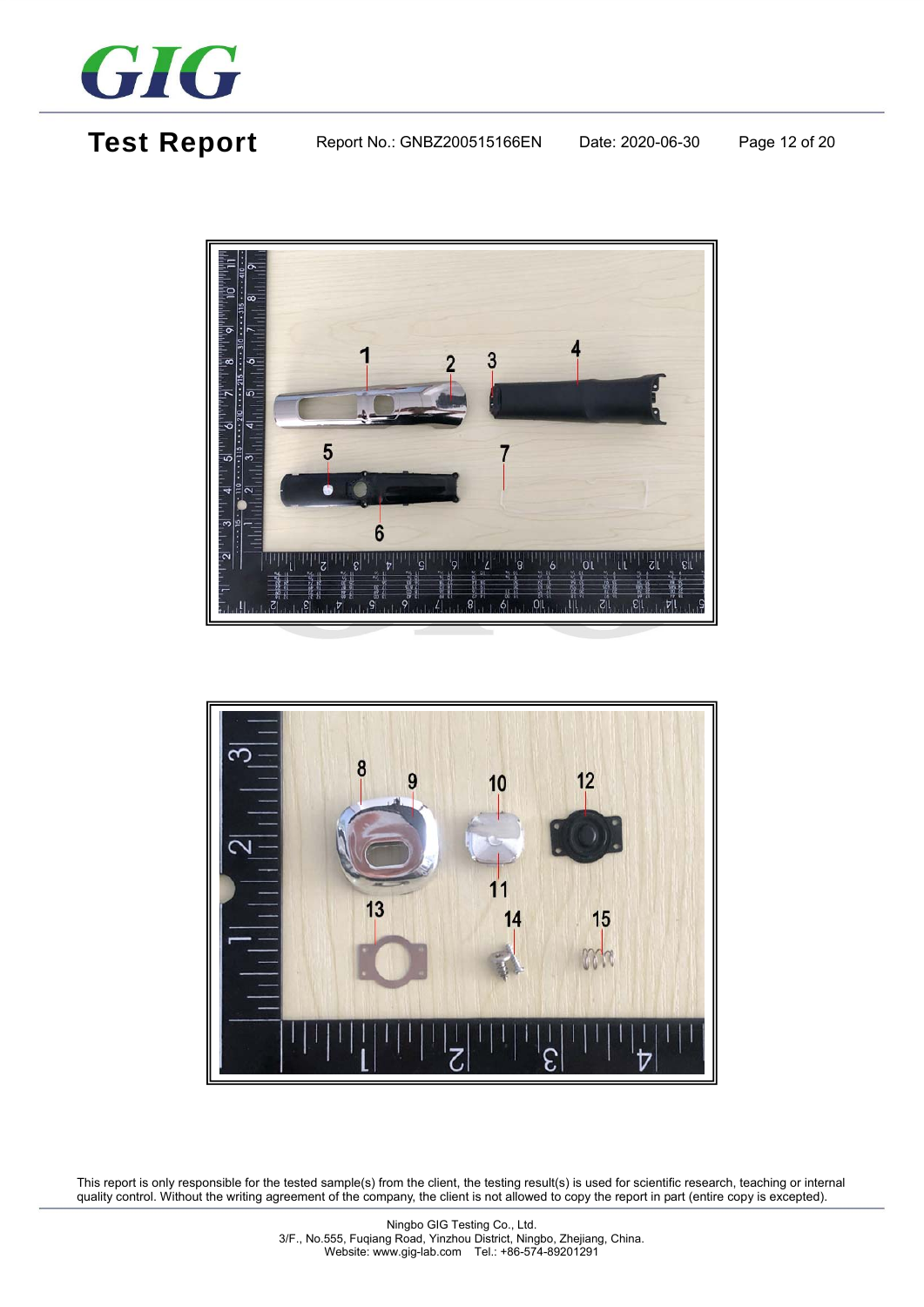This report is only responsible for the tested sample(s) from the client, the testing result(s) is used for scientific research, teaching or internal quality control. Without the writing agreement of the company, the client is not allowed to copy the report in part (entire copy is excepted).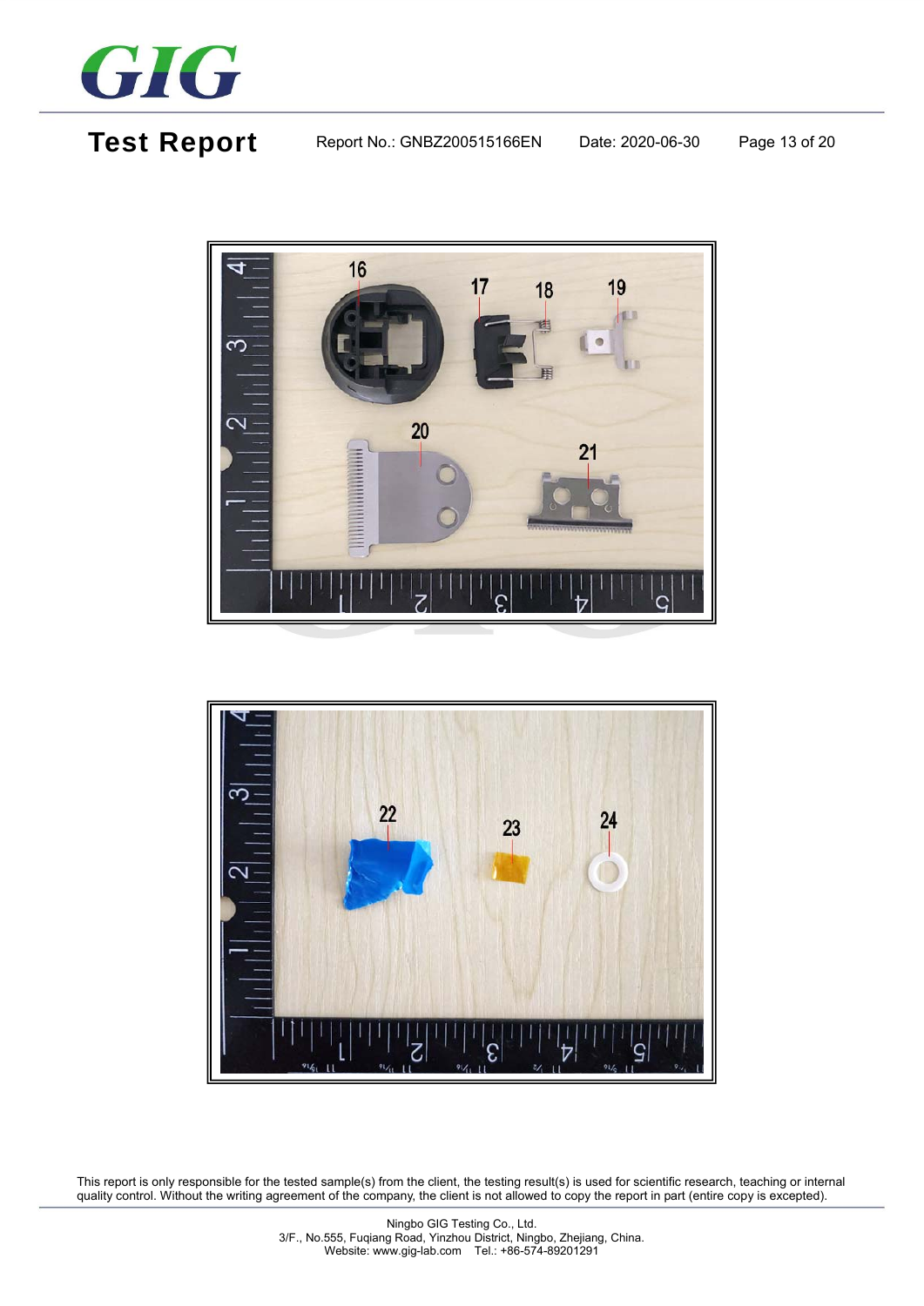16 17 18 19

20 21

22 23 24

This report is only responsible for the tested sample(s) from the client, the testing result(s) is used for scientific research, teaching or internal quality control. Without the writing agreement of the company, the client is not allowed to copy the report in part (entire copy is excepted).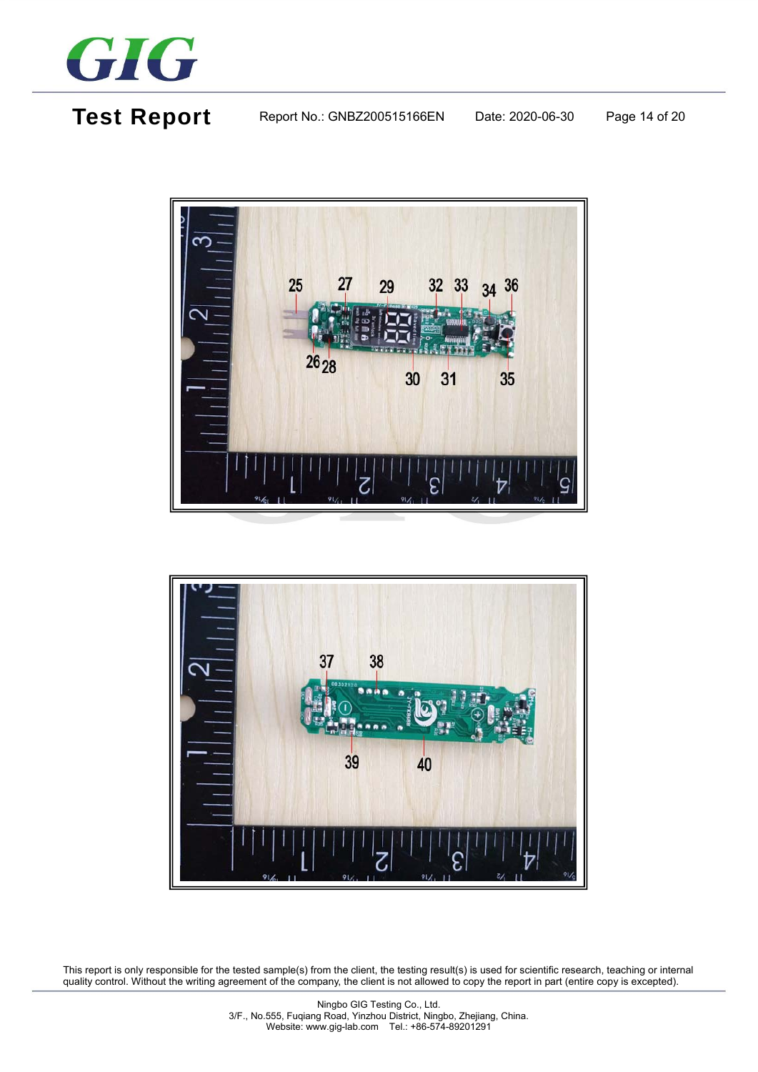25 27 29 32 33 34 36

26 28 30 31 35

37 38

39 40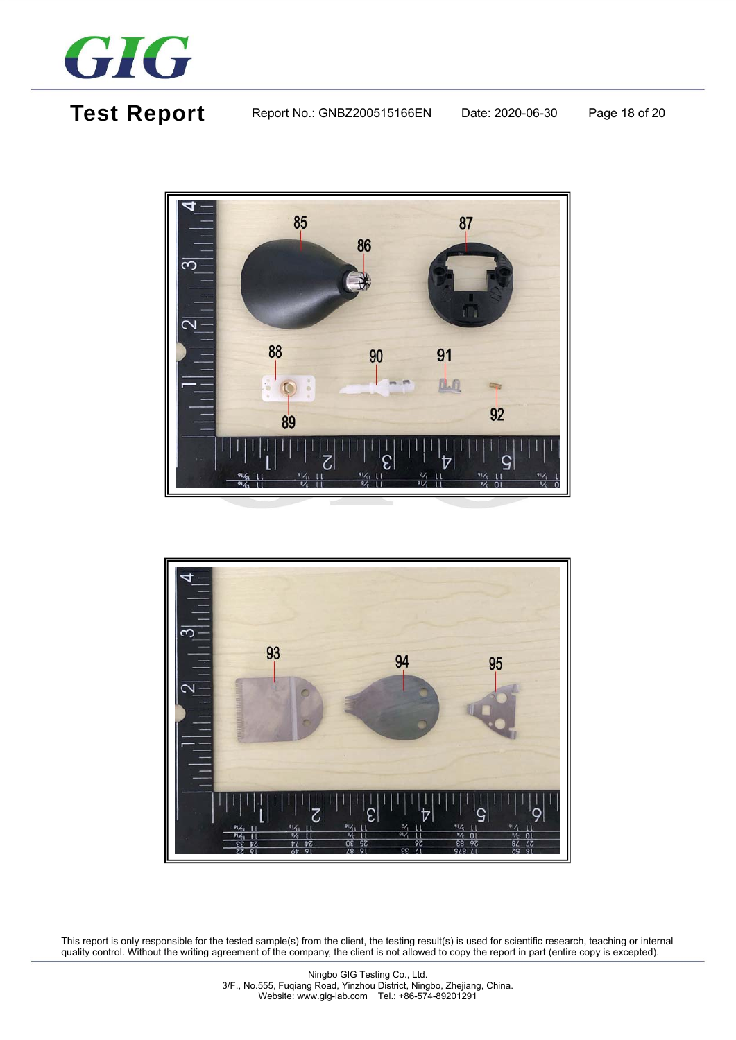This report is only responsible for the tested sample(s) from the client, the testing result(s) is used for scientific research, teaching or internal quality control. Without the writing agreement of the company, the client is not allowed to copy the report in part (entire copy is excepted).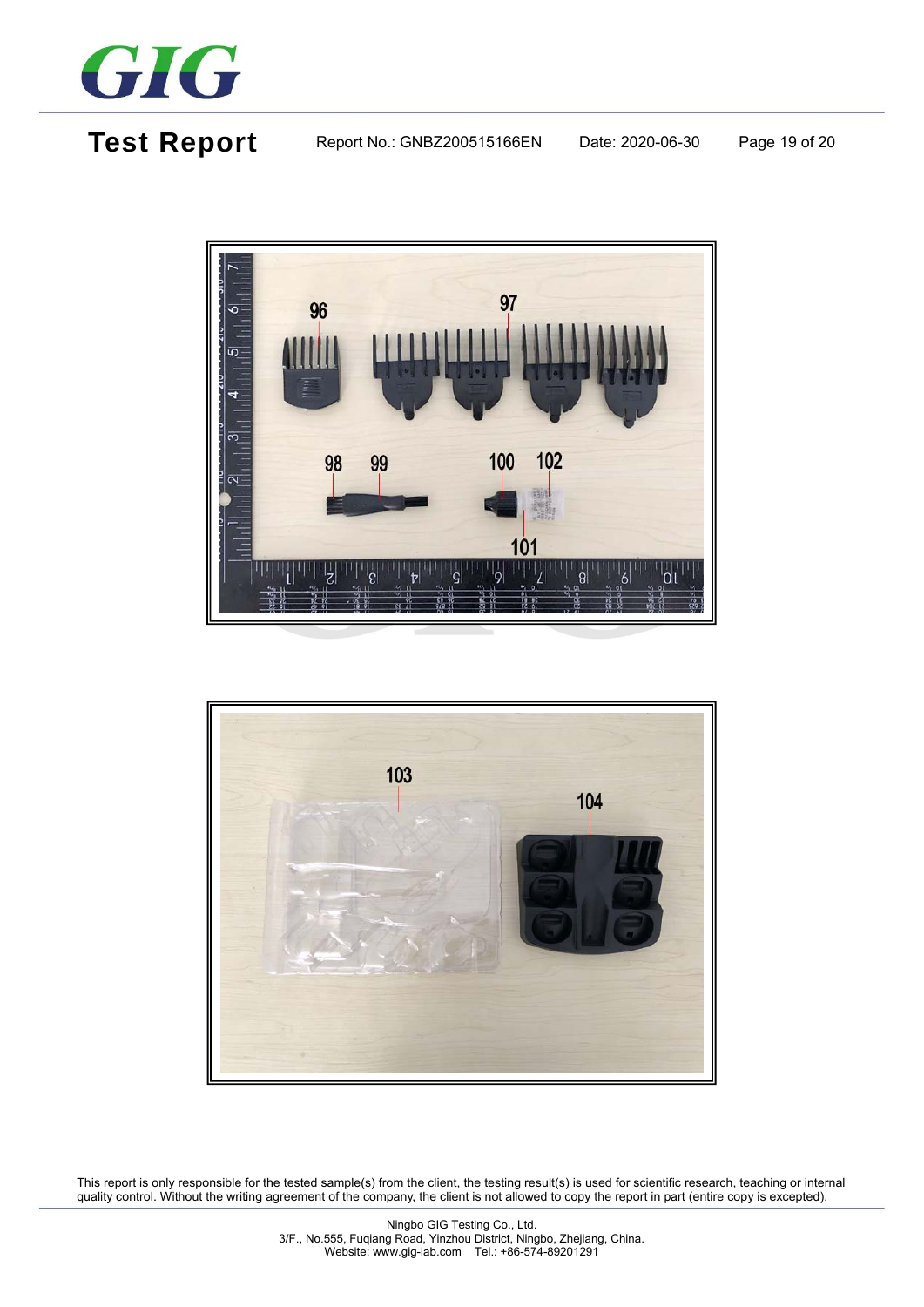96

97

98 99

100 102

101

103

104

This report is only responsible for the tested sample(s) from the client, the testing result(s) is used for scientific research, teaching or internal quality control. Without the writing agreement of the company, the client is not allowed to copy the report in part (entire copy is excepted).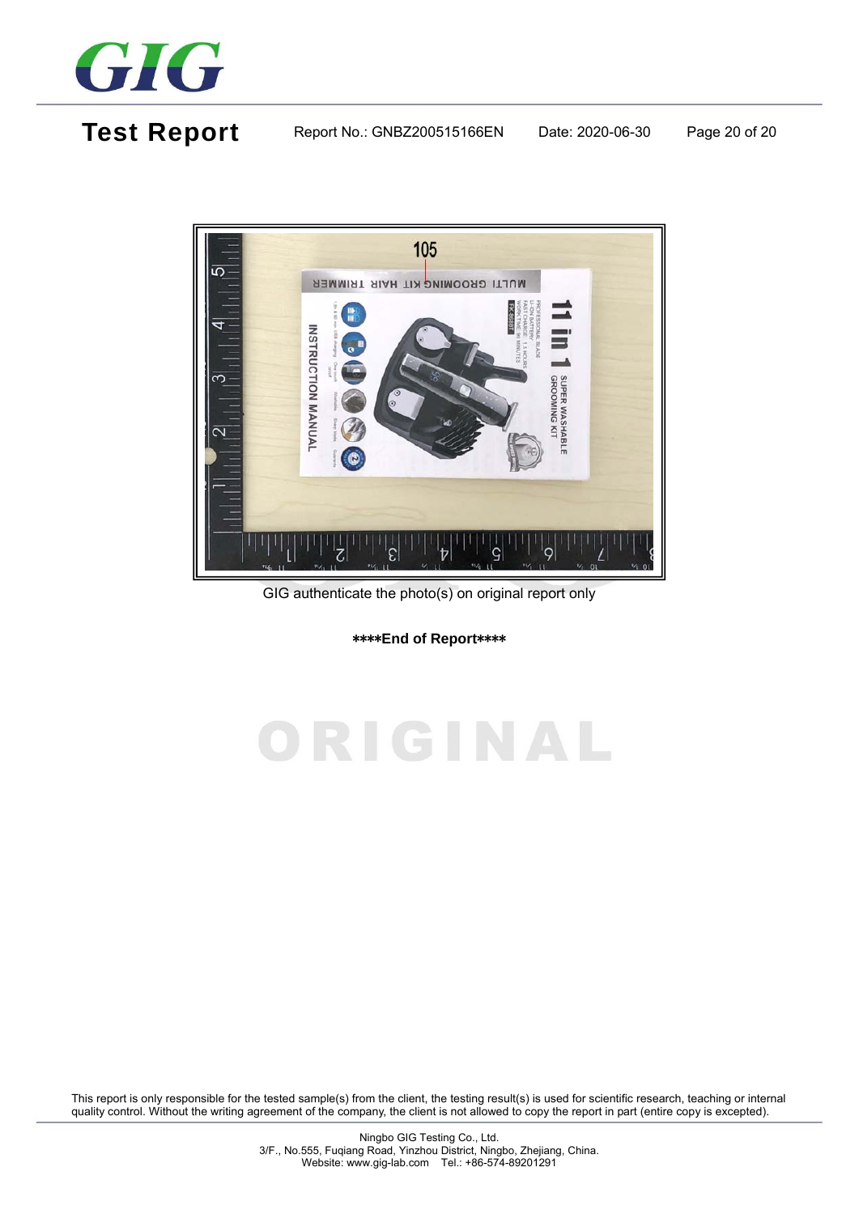GIG authenticate the photo(s) on original report only

\*\*\*\*End of Report\*\*\*\*

This report is only responsible for the tested sample(s) from the client, the testing result(s) is used for scientific research, teaching or internal quality control. Without the writing agreement of the company, the client is not allowed to copy the report in part (entire copy is excepted).

Ningbo GIG Testing Co., Ltd.
3/F., No.555, Fuqiang Road, Yinzhou District, Ningbo, Zhejiang, China.
Website: www.gig-lab.com Tel.: +86-574-89201291